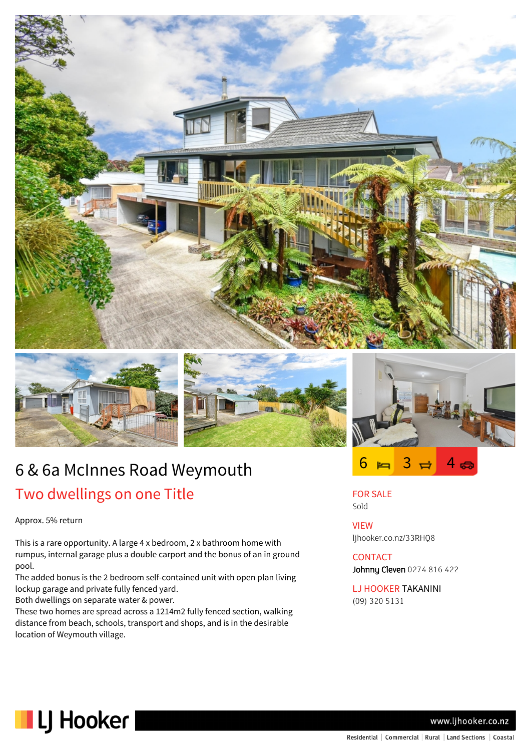# 6 & 6a McInnes Road Weymouth

## Two dwellings on one Title

6 | 3 | 4

Approx. 5% return

This is a rare opportunity. A large 4 x bedroom, 2 x bathroom home with rumpus, internal garage plus a double carport and the bonus of an in ground pool.
The added bonus is the 2 bedroom self-contained unit with open plan living lockup garage and private fully fenced yard.
Both dwellings on separate water & power.
These two homes are spread across a 1214m2 fully fenced section, walking distance from beach, schools, transport and shops, and is in the desirable location of Weymouth village.

**FOR SALE**
Sold

**VIEW**
ljhooker.co.nz/33RHQ8

**CONTACT**
**Johnny Cleven** 0274 816 422

**LJ HOOKER** TAKANINI
(09) 320 5131

LJ Hooker

www.ljhooker.co.nz

Residential | Commercial | Rural | Land Sections | Coastal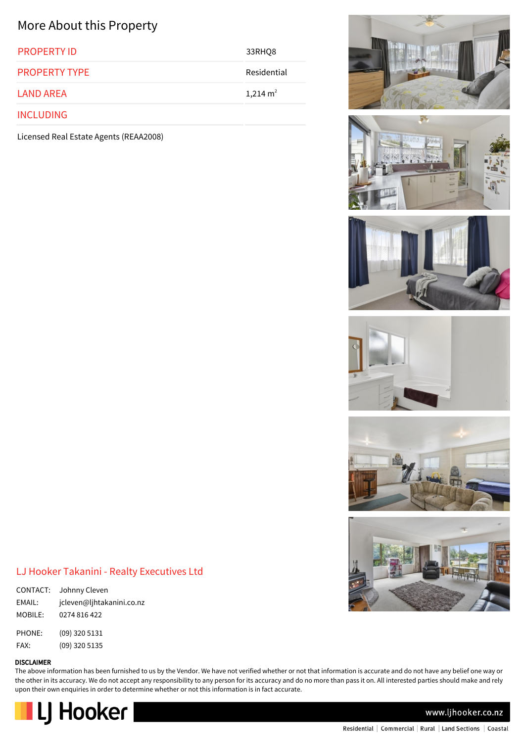## More About this Property

| | |
|---|---|
| PROPERTY ID | 33RHQ8 |
| PROPERTY TYPE | Residential |
| LAND AREA | 1,214 $m^2$ |
| INCLUDING | |

Licensed Real Estate Agents (REAA2008)

### LJ Hooker Takanini - Realty Executives Ltd

CONTACT: Johnny Cleven
EMAIL: jcleven@ljhtakanini.co.nz
MOBILE: 0274 816 422

PHONE: (09) 320 5131
FAX: (09) 320 5135

**DISCLAIMER**

The above information has been furnished to us by the Vendor. We have not verified whether or not that information is accurate and do not have any belief one way or the other in its accuracy. We do not accept any responsibility to any person for its accuracy and do no more than pass it on. All interested parties should make and rely upon their own enquiries in order to determine whether or not this information is in fact accurate.

LJ Hooker www.ljhooker.co.nz

Residential | Commercial | Rural | Land Sections | Coastal